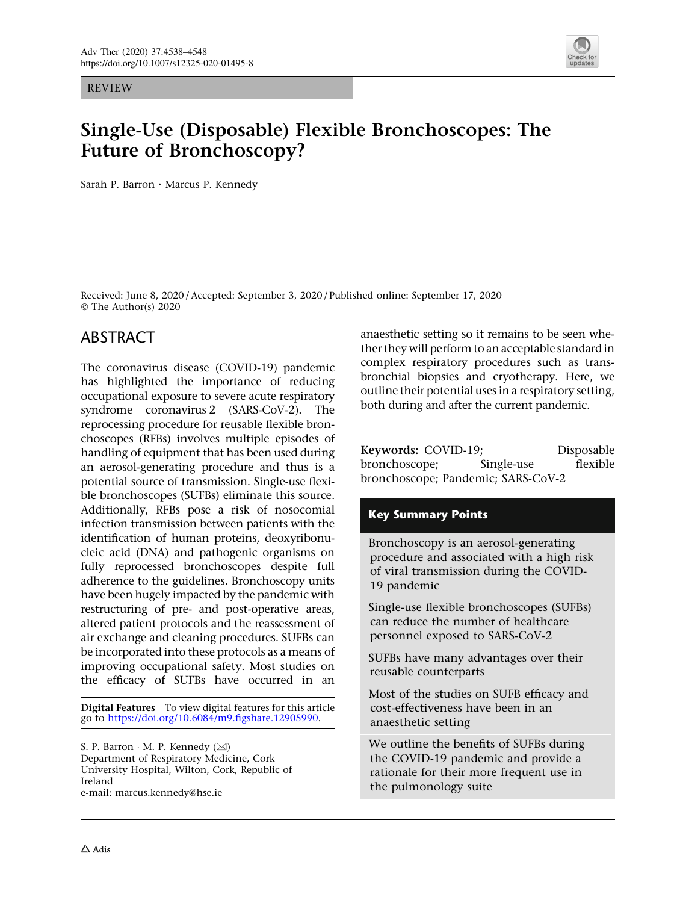REVIEW

# Single-Use (Disposable) Flexible Bronchoscopes: The Future of Bronchoscopy?

Sarah P. Barron · Marcus P. Kennedy

Received: June 8, 2020 / Accepted: September 3, 2020 / Published online: September 17, 2020
© The Author(s) 2020

## ABSTRACT

The coronavirus disease (COVID-19) pandemic has highlighted the importance of reducing occupational exposure to severe acute respiratory syndrome coronavirus 2 (SARS-CoV-2). The reprocessing procedure for reusable flexible bronchoscopes (RFBs) involves multiple episodes of handling of equipment that has been used during an aerosol-generating procedure and thus is a potential source of transmission. Single-use flexible bronchoscopes (SUFBs) eliminate this source. Additionally, RFBs pose a risk of nosocomial infection transmission between patients with the identification of human proteins, deoxyribonucleic acid (DNA) and pathogenic organisms on fully reprocessed bronchoscopes despite full adherence to the guidelines. Bronchoscopy units have been hugely impacted by the pandemic with restructuring of pre- and post-operative areas, altered patient protocols and the reassessment of air exchange and cleaning procedures. SUFBs can be incorporated into these protocols as a means of improving occupational safety. Most studies on the efficacy of SUFBs have occurred in an anaesthetic setting so it remains to be seen whether they will perform to an acceptable standard in complex respiratory procedures such as transbronchial biopsies and cryotherapy. Here, we outline their potential uses in a respiratory setting, both during and after the current pandemic.

**Digital Features** To view digital features for this article go to https://doi.org/10.6084/m9.figshare.12905990.

S. P. Barron · M. P. Kennedy (✉)
Department of Respiratory Medicine, Cork University Hospital, Wilton, Cork, Republic of Ireland
e-mail: marcus.kennedy@hse.ie

**Keywords:** COVID-19; Disposable bronchoscope; Single-use flexible bronchoscope; Pandemic; SARS-CoV-2

### Key Summary Points

- Bronchoscopy is an aerosol-generating procedure and associated with a high risk of viral transmission during the COVID-19 pandemic
- Single-use flexible bronchoscopes (SUFBs) can reduce the number of healthcare personnel exposed to SARS-CoV-2
- SUFBs have many advantages over their reusable counterparts
- Most of the studies on SUFB efficacy and cost-effectiveness have been in an anaesthetic setting
- We outline the benefits of SUFBs during the COVID-19 pandemic and provide a rationale for their more frequent use in the pulmonology suite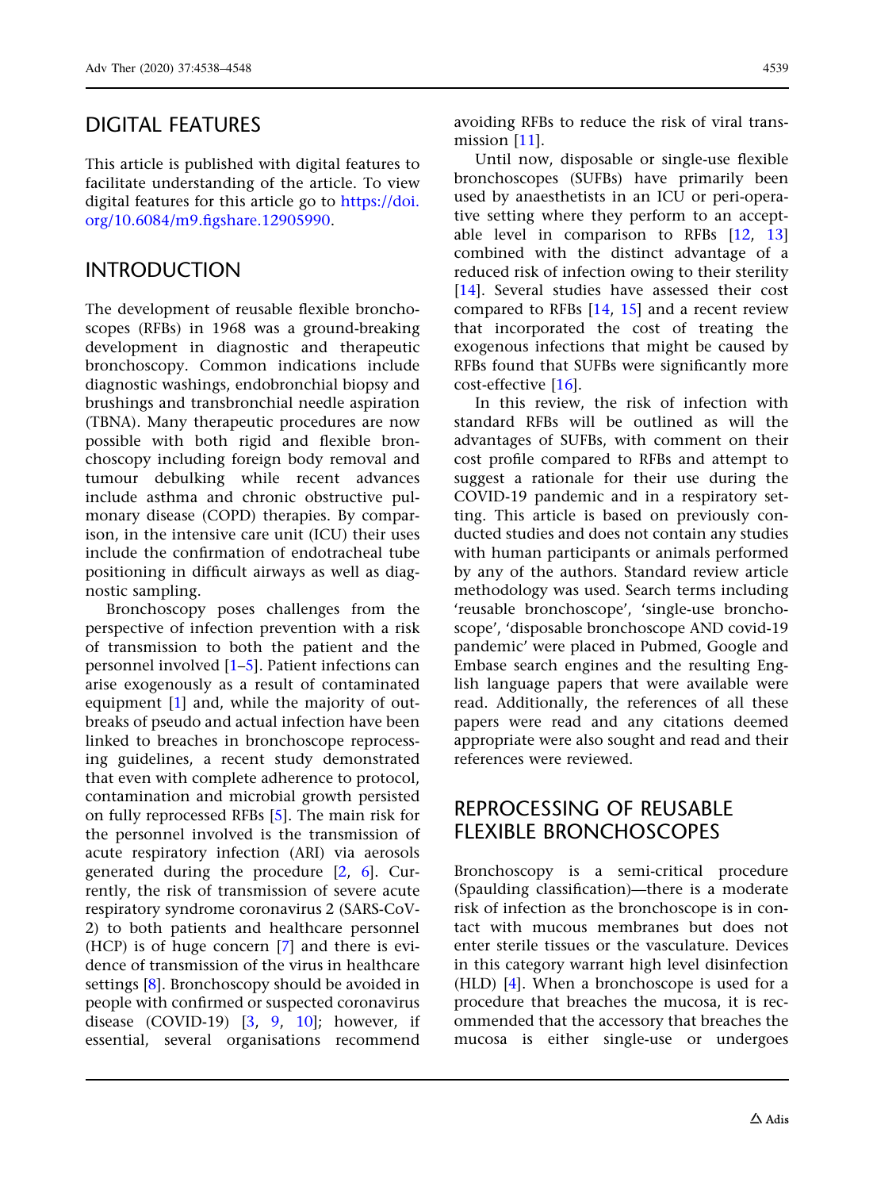## DIGITAL FEATURES

This article is published with digital features to facilitate understanding of the article. To view digital features for this article go to https://doi.org/10.6084/m9.figshare.12905990.

## INTRODUCTION

The development of reusable flexible bronchoscopes (RFBs) in 1968 was a ground-breaking development in diagnostic and therapeutic bronchoscopy. Common indications include diagnostic washings, endobronchial biopsy and brushings and transbronchial needle aspiration (TBNA). Many therapeutic procedures are now possible with both rigid and flexible bronchoscopy including foreign body removal and tumour debulking while recent advances include asthma and chronic obstructive pulmonary disease (COPD) therapies. By comparison, in the intensive care unit (ICU) their uses include the confirmation of endotracheal tube positioning in difficult airways as well as diagnostic sampling.

Bronchoscopy poses challenges from the perspective of infection prevention with a risk of transmission to both the patient and the personnel involved [1–5]. Patient infections can arise exogenously as a result of contaminated equipment [1] and, while the majority of outbreaks of pseudo and actual infection have been linked to breaches in bronchoscope reprocessing guidelines, a recent study demonstrated that even with complete adherence to protocol, contamination and microbial growth persisted on fully reprocessed RFBs [5]. The main risk for the personnel involved is the transmission of acute respiratory infection (ARI) via aerosols generated during the procedure [2, 6]. Currently, the risk of transmission of severe acute respiratory syndrome coronavirus 2 (SARS-CoV-2) to both patients and healthcare personnel (HCP) is of huge concern [7] and there is evidence of transmission of the virus in healthcare settings [8]. Bronchoscopy should be avoided in people with confirmed or suspected coronavirus disease (COVID-19) [3, 9, 10]; however, if essential, several organisations recommend avoiding RFBs to reduce the risk of viral transmission [11].

Until now, disposable or single-use flexible bronchoscopes (SUFBs) have primarily been used by anaesthetists in an ICU or peri-operative setting where they perform to an acceptable level in comparison to RFBs [12, 13] combined with the distinct advantage of a reduced risk of infection owing to their sterility [14]. Several studies have assessed their cost compared to RFBs [14, 15] and a recent review that incorporated the cost of treating the exogenous infections that might be caused by RFBs found that SUFBs were significantly more cost-effective [16].

In this review, the risk of infection with standard RFBs will be outlined as will the advantages of SUFBs, with comment on their cost profile compared to RFBs and attempt to suggest a rationale for their use during the COVID-19 pandemic and in a respiratory setting. This article is based on previously conducted studies and does not contain any studies with human participants or animals performed by any of the authors. Standard review article methodology was used. Search terms including 'reusable bronchoscope', 'single-use bronchoscope', 'disposable bronchoscope AND covid-19 pandemic' were placed in Pubmed, Google and Embase search engines and the resulting English language papers that were available were read. Additionally, the references of all these papers were read and any citations deemed appropriate were also sought and read and their references were reviewed.

## REPROCESSING OF REUSABLE FLEXIBLE BRONCHOSCOPES

Bronchoscopy is a semi-critical procedure (Spaulding classification)—there is a moderate risk of infection as the bronchoscope is in contact with mucous membranes but does not enter sterile tissues or the vasculature. Devices in this category warrant high level disinfection (HLD) [4]. When a bronchoscope is used for a procedure that breaches the mucosa, it is recommended that the accessory that breaches the mucosa is either single-use or undergoes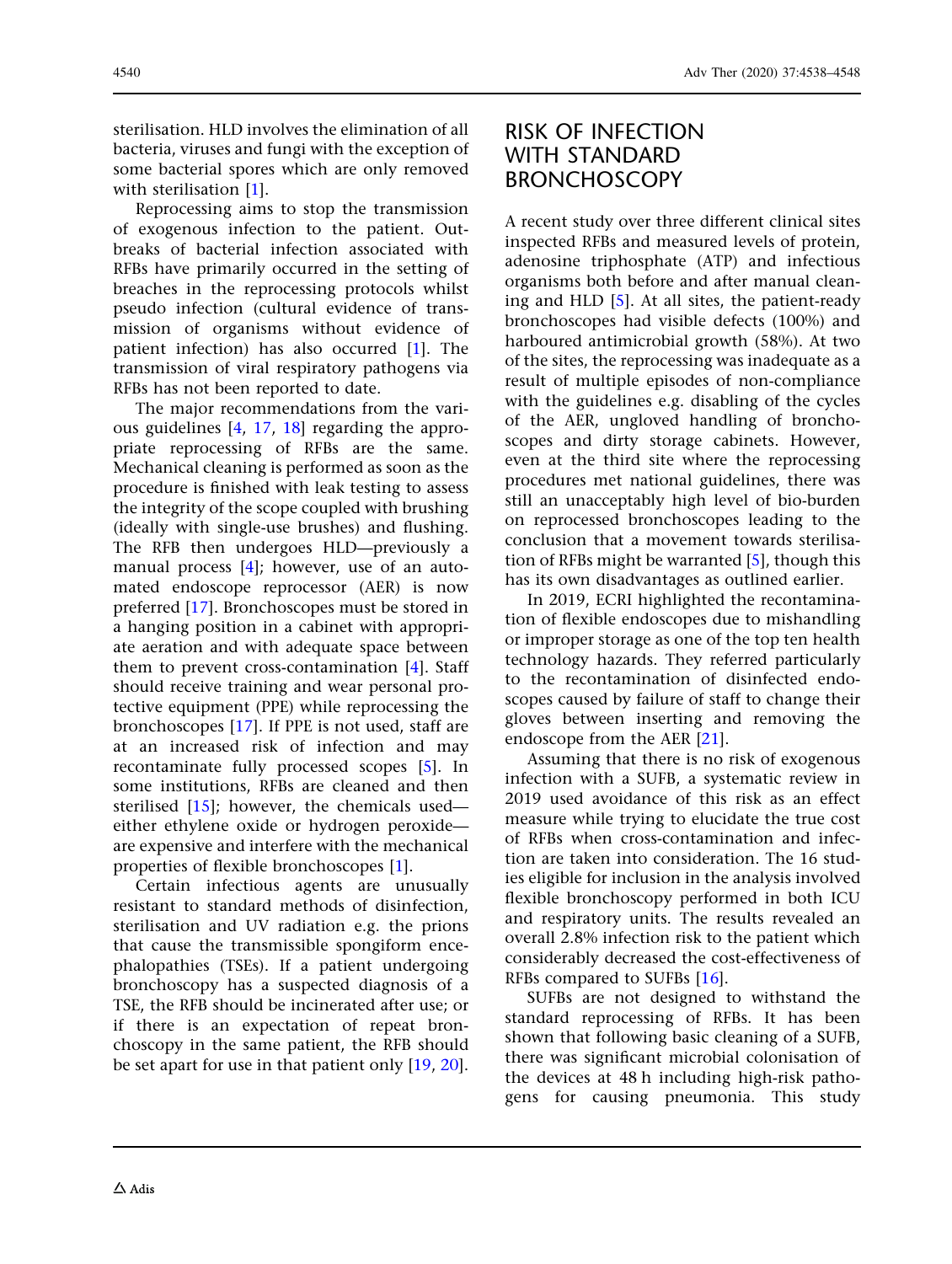sterilisation. HLD involves the elimination of all bacteria, viruses and fungi with the exception of some bacterial spores which are only removed with sterilisation [1].

Reprocessing aims to stop the transmission of exogenous infection to the patient. Outbreaks of bacterial infection associated with RFBs have primarily occurred in the setting of breaches in the reprocessing protocols whilst pseudo infection (cultural evidence of transmission of organisms without evidence of patient infection) has also occurred [1]. The transmission of viral respiratory pathogens via RFBs has not been reported to date.

The major recommendations from the various guidelines [4, 17, 18] regarding the appropriate reprocessing of RFBs are the same. Mechanical cleaning is performed as soon as the procedure is finished with leak testing to assess the integrity of the scope coupled with brushing (ideally with single-use brushes) and flushing. The RFB then undergoes HLD—previously a manual process [4]; however, use of an automated endoscope reprocessor (AER) is now preferred [17]. Bronchoscopes must be stored in a hanging position in a cabinet with appropriate aeration and with adequate space between them to prevent cross-contamination [4]. Staff should receive training and wear personal protective equipment (PPE) while reprocessing the bronchoscopes [17]. If PPE is not used, staff are at an increased risk of infection and may recontaminate fully processed scopes [5]. In some institutions, RFBs are cleaned and then sterilised [15]; however, the chemicals used—either ethylene oxide or hydrogen peroxide—are expensive and interfere with the mechanical properties of flexible bronchoscopes [1].

Certain infectious agents are unusually resistant to standard methods of disinfection, sterilisation and UV radiation e.g. the prions that cause the transmissible spongiform encephalopathies (TSEs). If a patient undergoing bronchoscopy has a suspected diagnosis of a TSE, the RFB should be incinerated after use; or if there is an expectation of repeat bronchoscopy in the same patient, the RFB should be set apart for use in that patient only [19, 20].

## RISK OF INFECTION WITH STANDARD BRONCHOSCOPY

A recent study over three different clinical sites inspected RFBs and measured levels of protein, adenosine triphosphate (ATP) and infectious organisms both before and after manual cleaning and HLD [5]. At all sites, the patient-ready bronchoscopes had visible defects (100%) and harboured antimicrobial growth (58%). At two of the sites, the reprocessing was inadequate as a result of multiple episodes of non-compliance with the guidelines e.g. disabling of the cycles of the AER, ungloved handling of bronchoscopes and dirty storage cabinets. However, even at the third site where the reprocessing procedures met national guidelines, there was still an unacceptably high level of bio-burden on reprocessed bronchoscopes leading to the conclusion that a movement towards sterilisation of RFBs might be warranted [5], though this has its own disadvantages as outlined earlier.

In 2019, ECRI highlighted the recontamination of flexible endoscopes due to mishandling or improper storage as one of the top ten health technology hazards. They referred particularly to the recontamination of disinfected endoscopes caused by failure of staff to change their gloves between inserting and removing the endoscope from the AER [21].

Assuming that there is no risk of exogenous infection with a SUFB, a systematic review in 2019 used avoidance of this risk as an effect measure while trying to elucidate the true cost of RFBs when cross-contamination and infection are taken into consideration. The 16 studies eligible for inclusion in the analysis involved flexible bronchoscopy performed in both ICU and respiratory units. The results revealed an overall 2.8% infection risk to the patient which considerably decreased the cost-effectiveness of RFBs compared to SUFBs [16].

SUFBs are not designed to withstand the standard reprocessing of RFBs. It has been shown that following basic cleaning of a SUFB, there was significant microbial colonisation of the devices at 48 h including high-risk pathogens for causing pneumonia. This study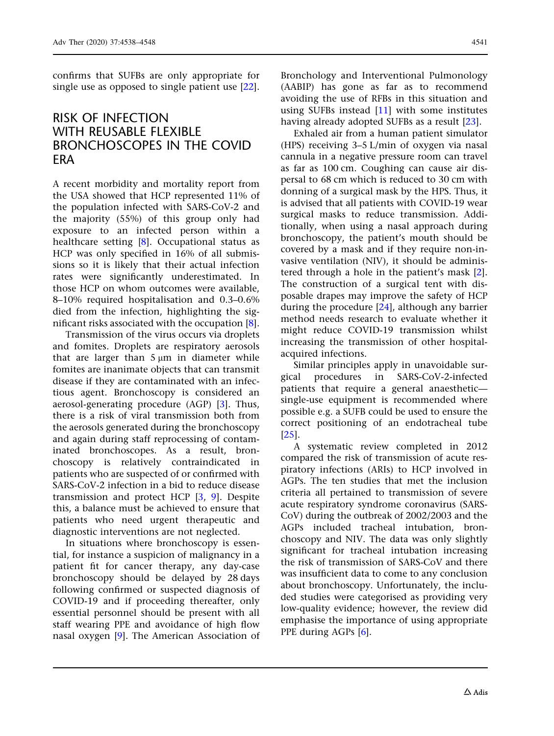confirms that SUFBs are only appropriate for single use as opposed to single patient use [22].

## RISK OF INFECTION WITH REUSABLE FLEXIBLE BRONCHOSCOPES IN THE COVID ERA

A recent morbidity and mortality report from the USA showed that HCP represented 11% of the population infected with SARS-CoV-2 and the majority (55%) of this group only had exposure to an infected person within a healthcare setting [8]. Occupational status as HCP was only specified in 16% of all submissions so it is likely that their actual infection rates were significantly underestimated. In those HCP on whom outcomes were available, 8–10% required hospitalisation and 0.3–0.6% died from the infection, highlighting the significant risks associated with the occupation [8].

Transmission of the virus occurs via droplets and fomites. Droplets are respiratory aerosols that are larger than 5 μm in diameter while fomites are inanimate objects that can transmit disease if they are contaminated with an infectious agent. Bronchoscopy is considered an aerosol-generating procedure (AGP) [3]. Thus, there is a risk of viral transmission both from the aerosols generated during the bronchoscopy and again during staff reprocessing of contaminated bronchoscopes. As a result, bronchoscopy is relatively contraindicated in patients who are suspected of or confirmed with SARS-CoV-2 infection in a bid to reduce disease transmission and protect HCP [3, 9]. Despite this, a balance must be achieved to ensure that patients who need urgent therapeutic and diagnostic interventions are not neglected.

In situations where bronchoscopy is essential, for instance a suspicion of malignancy in a patient fit for cancer therapy, any day-case bronchoscopy should be delayed by 28 days following confirmed or suspected diagnosis of COVID-19 and if proceeding thereafter, only essential personnel should be present with all staff wearing PPE and avoidance of high flow nasal oxygen [9]. The American Association of Bronchology and Interventional Pulmonology (AABIP) has gone as far as to recommend avoiding the use of RFBs in this situation and using SUFBs instead [11] with some institutes having already adopted SUFBs as a result [23].

Exhaled air from a human patient simulator (HPS) receiving 3–5 L/min of oxygen via nasal cannula in a negative pressure room can travel as far as 100 cm. Coughing can cause air dispersal to 68 cm which is reduced to 30 cm with donning of a surgical mask by the HPS. Thus, it is advised that all patients with COVID-19 wear surgical masks to reduce transmission. Additionally, when using a nasal approach during bronchoscopy, the patient's mouth should be covered by a mask and if they require non-invasive ventilation (NIV), it should be administered through a hole in the patient's mask [2]. The construction of a surgical tent with disposable drapes may improve the safety of HCP during the procedure [24], although any barrier method needs research to evaluate whether it might reduce COVID-19 transmission whilst increasing the transmission of other hospital-acquired infections.

Similar principles apply in unavoidable surgical procedures in SARS-CoV-2-infected patients that require a general anaesthetic—single-use equipment is recommended where possible e.g. a SUFB could be used to ensure the correct positioning of an endotracheal tube [25].

A systematic review completed in 2012 compared the risk of transmission of acute respiratory infections (ARIs) to HCP involved in AGPs. The ten studies that met the inclusion criteria all pertained to transmission of severe acute respiratory syndrome coronavirus (SARS-CoV) during the outbreak of 2002/2003 and the AGPs included tracheal intubation, bronchoscopy and NIV. The data was only slightly significant for tracheal intubation increasing the risk of transmission of SARS-CoV and there was insufficient data to come to any conclusion about bronchoscopy. Unfortunately, the included studies were categorised as providing very low-quality evidence; however, the review did emphasise the importance of using appropriate PPE during AGPs [6].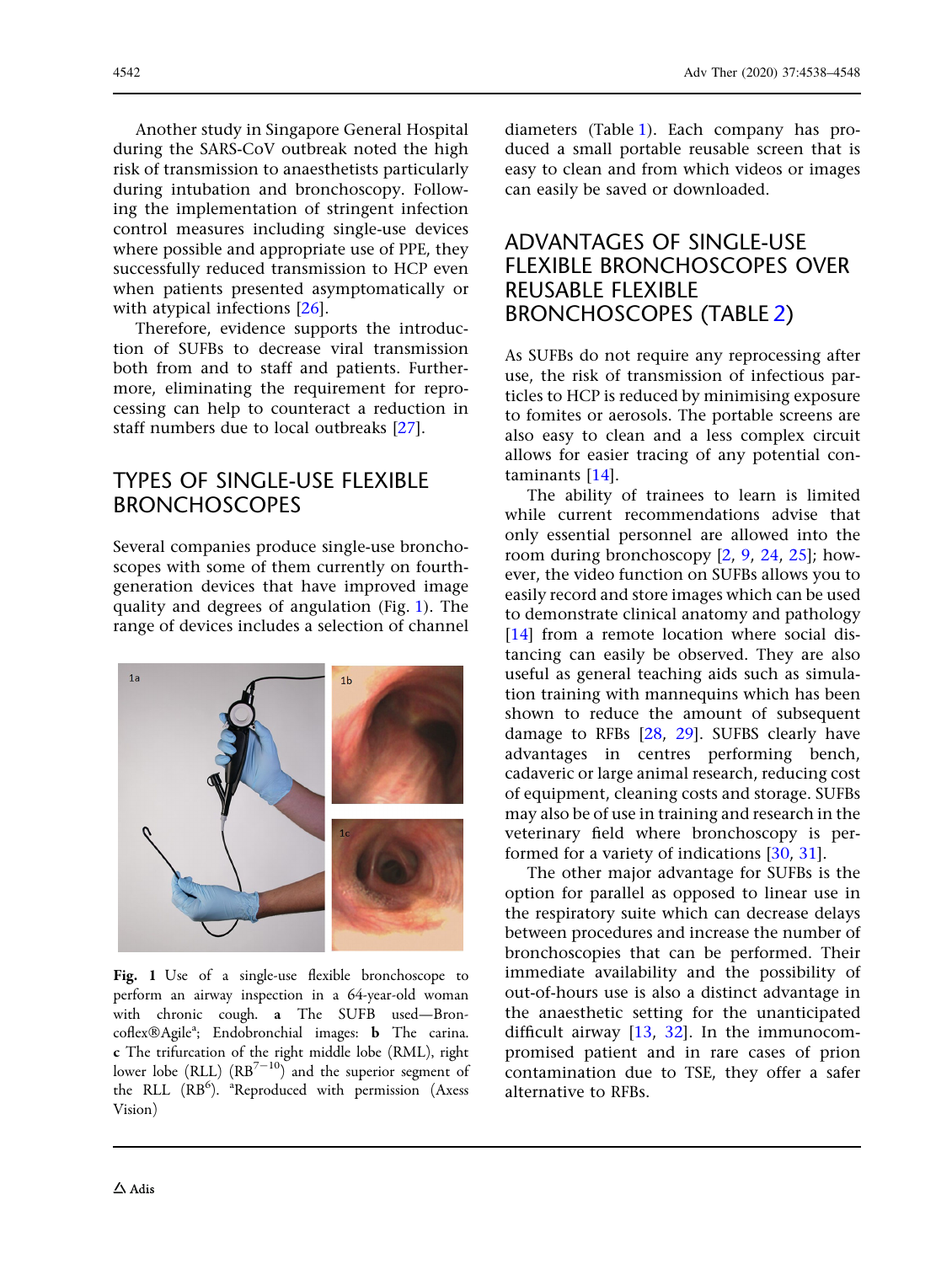Another study in Singapore General Hospital during the SARS-CoV outbreak noted the high risk of transmission to anaesthetists particularly during intubation and bronchoscopy. Following the implementation of stringent infection control measures including single-use devices where possible and appropriate use of PPE, they successfully reduced transmission to HCP even when patients presented asymptomatically or with atypical infections [26].

Therefore, evidence supports the introduction of SUFBs to decrease viral transmission both from and to staff and patients. Furthermore, eliminating the requirement for reprocessing can help to counteract a reduction in staff numbers due to local outbreaks [27].

## TYPES OF SINGLE-USE FLEXIBLE BRONCHOSCOPES

Several companies produce single-use bronchoscopes with some of them currently on fourth-generation devices that have improved image quality and degrees of angulation (Fig. 1). The range of devices includes a selection of channel diameters (Table 1). Each company has produced a small portable reusable screen that is easy to clean and from which videos or images can easily be saved or downloaded.

**Fig. 1** Use of a single-use flexible bronchoscope to perform an airway inspection in a 64-year-old woman with chronic cough. **a** The SUFB used—Broncoflex®Agile[a]; Endobronchial images: **b** The carina. **c** The trifurcation of the right middle lobe (RML), right lower lobe (RLL) ($RB^{7-10}$) and the superior segment of the RLL ($RB^{6}$). [a]Reproduced with permission (Axess Vision)

## ADVANTAGES OF SINGLE-USE FLEXIBLE BRONCHOSCOPES OVER REUSABLE FLEXIBLE BRONCHOSCOPES (TABLE 2)

As SUFBs do not require any reprocessing after use, the risk of transmission of infectious particles to HCP is reduced by minimising exposure to fomites or aerosols. The portable screens are also easy to clean and a less complex circuit allows for easier tracing of any potential contaminants [14].

The ability of trainees to learn is limited while current recommendations advise that only essential personnel are allowed into the room during bronchoscopy [2, 9, 24, 25]; however, the video function on SUFBs allows you to easily record and store images which can be used to demonstrate clinical anatomy and pathology [14] from a remote location where social distancing can easily be observed. They are also useful as general teaching aids such as simulation training with mannequins which has been shown to reduce the amount of subsequent damage to RFBs [28, 29]. SUFBS clearly have advantages in centres performing bench, cadaveric or large animal research, reducing cost of equipment, cleaning costs and storage. SUFBs may also be of use in training and research in the veterinary field where bronchoscopy is performed for a variety of indications [30, 31].

The other major advantage for SUFBs is the option for parallel as opposed to linear use in the respiratory suite which can decrease delays between procedures and increase the number of bronchoscopies that can be performed. Their immediate availability and the possibility of out-of-hours use is also a distinct advantage in the anaesthetic setting for the unanticipated difficult airway [13, 32]. In the immunocompromised patient and in rare cases of prion contamination due to TSE, they offer a safer alternative to RFBs.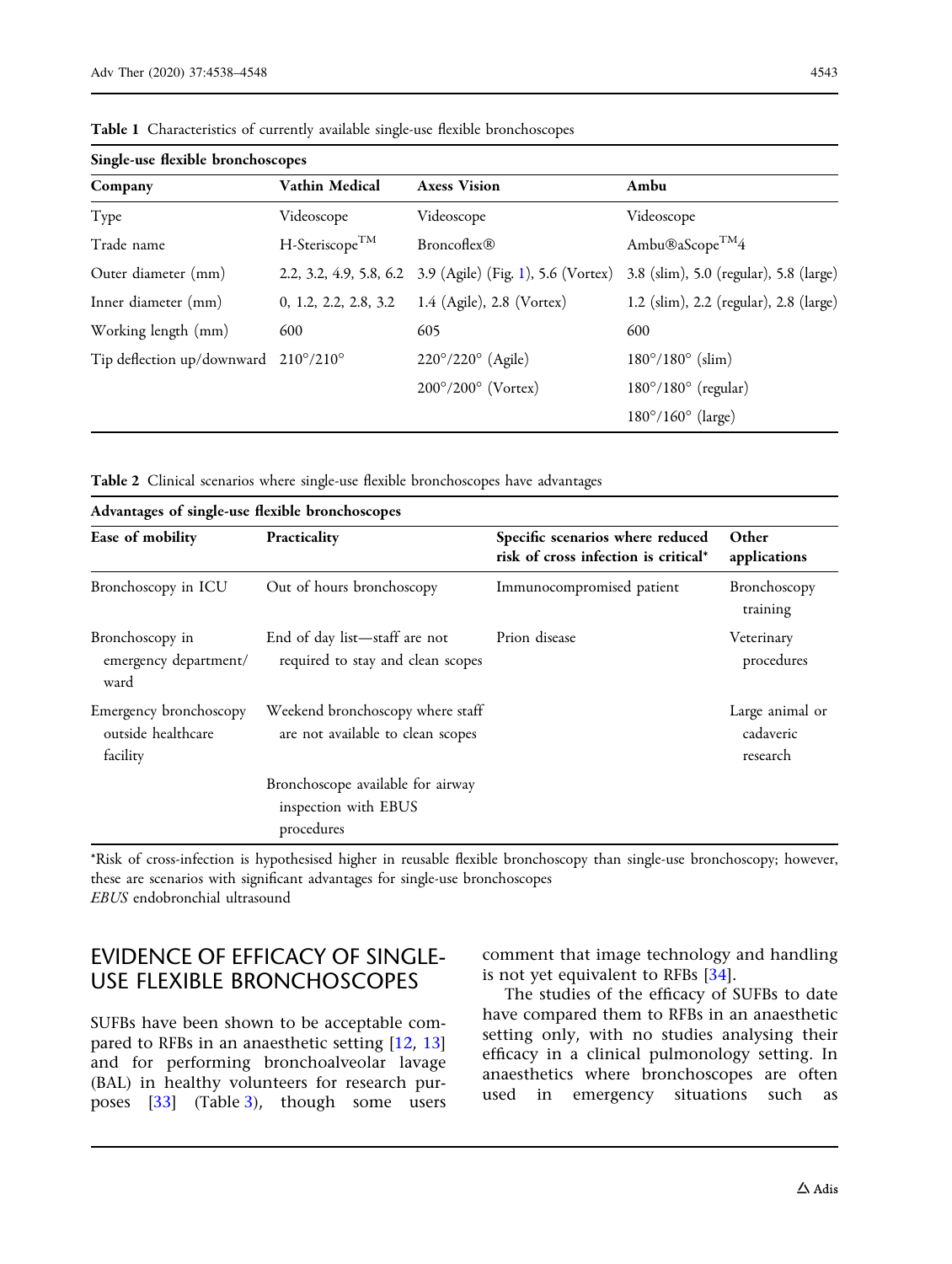Table 1 Characteristics of currently available single-use flexible bronchoscopes

| Single-use flexible bronchoscopes | | | |
|---|---|---|---|
| **Company** | **Vathin Medical** | **Axess Vision** | **Ambu** |
| Type | Videoscope | Videoscope | Videoscope |
| Trade name | H-Steriscope™ | Broncoflex® | Ambu®aScope™4 |
| Outer diameter (mm) | 2.2, 3.2, 4.9, 5.8, 6.2 | 3.9 (Agile) (Fig. 1), 5.6 (Vortex) | 3.8 (slim), 5.0 (regular), 5.8 (large) |
| Inner diameter (mm) | 0, 1.2, 2.2, 2.8, 3.2 | 1.4 (Agile), 2.8 (Vortex) | 1.2 (slim), 2.2 (regular), 2.8 (large) |
| Working length (mm) | 600 | 605 | 600 |
| Tip deflection up/downward | 210°/210° | 220°/220° (Agile) | 180°/180° (slim) |
| | | 200°/200° (Vortex) | 180°/180° (regular) |
| | | | 180°/160° (large) |

Table 2 Clinical scenarios where single-use flexible bronchoscopes have advantages

| Advantages of single-use flexible bronchoscopes | | | |
|---|---|---|---|
| **Ease of mobility** | **Practicality** | **Specific scenarios where reduced risk of cross infection is critical*** | **Other applications** |
| Bronchoscopy in ICU | Out of hours bronchoscopy | Immunocompromised patient | Bronchoscopy training |
| Bronchoscopy in emergency department/ward | End of day list—staff are not required to stay and clean scopes | Prion disease | Veterinary procedures |
| Emergency bronchoscopy outside healthcare facility | Weekend bronchoscopy where staff are not available to clean scopes | | Large animal or cadaveric research |
| | Bronchoscope available for airway inspection with EBUS procedures | | |

*Risk of cross-infection is hypothesised higher in reusable flexible bronchoscopy than single-use bronchoscopy; however, these are scenarios with significant advantages for single-use bronchoscopes

*EBUS* endobronchial ultrasound

## EVIDENCE OF EFFICACY OF SINGLE-USE FLEXIBLE BRONCHOSCOPES

SUFBs have been shown to be acceptable compared to RFBs in an anaesthetic setting [12, 13] and for performing bronchoalveolar lavage (BAL) in healthy volunteers for research purposes [33] (Table 3), though some users comment that image technology and handling is not yet equivalent to RFBs [34].

The studies of the efficacy of SUFBs to date have compared them to RFBs in an anaesthetic setting only, with no studies analysing their efficacy in a clinical pulmonology setting. In anaesthetics where bronchoscopes are often used in emergency situations such as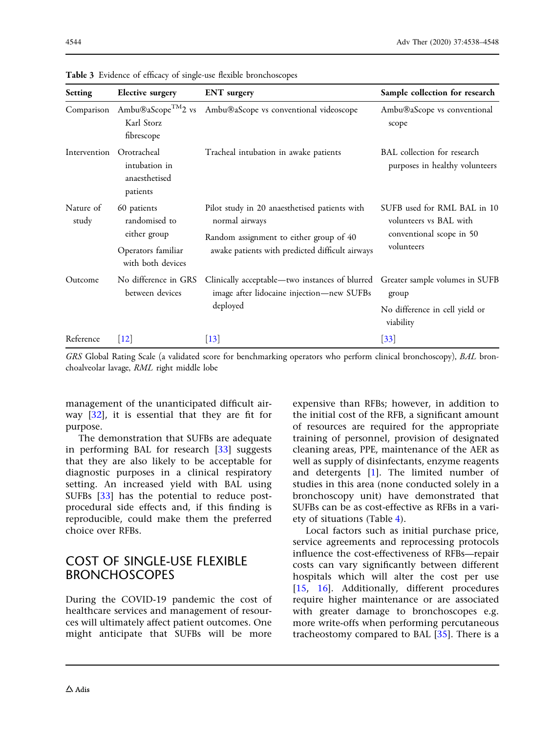Table 3 Evidence of efficacy of single-use flexible bronchoscopes

| Setting | Elective surgery | ENT surgery | Sample collection for research |
| --- | --- | --- | --- |
| Comparison | Ambu®aScope™2 vs Karl Storz fibrescope | Ambu®aScope vs conventional videoscope | Ambu®aScope vs conventional scope |
| Intervention | Orotracheal intubation in anaesthetised patients | Tracheal intubation in awake patients | BAL collection for research purposes in healthy volunteers |
| Nature of study | 60 patients randomised to either group<br>Operators familiar with both devices | Pilot study in 20 anaesthetised patients with normal airways<br>Random assignment to either group of 40 awake patients with predicted difficult airways | SUFB used for RML BAL in 10 volunteers vs BAL with conventional scope in 50 volunteers |
| Outcome | No difference in GRS between devices | Clinically acceptable—two instances of blurred image after lidocaine injection—new SUFBs deployed | Greater sample volumes in SUFB group<br>No difference in cell yield or viability |
| Reference | [12] | [13] | [33] |

*GRS* Global Rating Scale (a validated score for benchmarking operators who perform clinical bronchoscopy), *BAL* bronchoalveolar lavage, *RML* right middle lobe

management of the unanticipated difficult airway [32], it is essential that they are fit for purpose.

The demonstration that SUFBs are adequate in performing BAL for research [33] suggests that they are also likely to be acceptable for diagnostic purposes in a clinical respiratory setting. An increased yield with BAL using SUFBs [33] has the potential to reduce post-procedural side effects and, if this finding is reproducible, could make them the preferred choice over RFBs.

## COST OF SINGLE-USE FLEXIBLE BRONCHOSCOPES

During the COVID-19 pandemic the cost of healthcare services and management of resources will ultimately affect patient outcomes. One might anticipate that SUFBs will be more expensive than RFBs; however, in addition to the initial cost of the RFB, a significant amount of resources are required for the appropriate training of personnel, provision of designated cleaning areas, PPE, maintenance of the AER as well as supply of disinfectants, enzyme reagents and detergents [1]. The limited number of studies in this area (none conducted solely in a bronchoscopy unit) have demonstrated that SUFBs can be as cost-effective as RFBs in a variety of situations (Table 4).

Local factors such as initial purchase price, service agreements and reprocessing protocols influence the cost-effectiveness of RFBs—repair costs can vary significantly between different hospitals which will alter the cost per use [15, 16]. Additionally, different procedures require higher maintenance or are associated with greater damage to bronchoscopes e.g. more write-offs when performing percutaneous tracheostomy compared to BAL [35]. There is a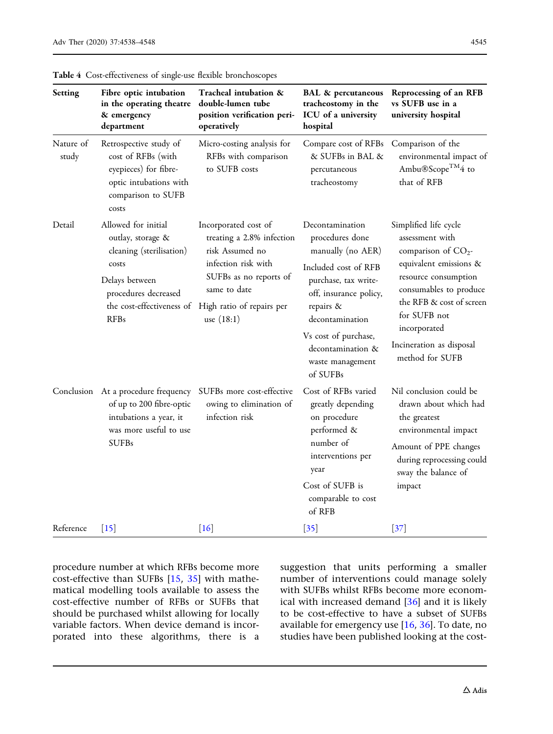**Table 4** Cost-effectiveness of single-use flexible bronchoscopes

| Setting | Fibre optic intubation in the operating theatre & emergency department | Tracheal intubation & double-lumen tube position verification peri-operatively | BAL & percutaneous tracheostomy in the ICU of a university hospital | Reprocessing of an RFB vs SUFB use in a university hospital |
|---|---|---|---|---|
| Nature of study | Retrospective study of cost of RFBs (with eyepieces) for fibre-optic intubations with comparison to SUFB costs | Micro-costing analysis for RFBs with comparison to SUFB costs | Compare cost of RFBs & SUFBs in BAL & percutaneous tracheostomy | Comparison of the environmental impact of Ambu®Scope™4 to that of RFB |
| Detail | Allowed for initial outlay, storage & cleaning (sterilisation) costs<br>Delays between procedures decreased the cost-effectiveness of RFBs | Incorporated cost of treating a 2.8% infection risk Assumed no infection risk with SUFBs as no reports of same to date<br>High ratio of repairs per use (18:1) | Decontamination procedures done manually (no AER)<br>Included cost of RFB purchase, tax write-off, insurance policy, repairs & decontamination<br>Vs cost of purchase, decontamination & waste management of SUFBs | Simplified life cycle assessment with comparison of $CO_2$-equivalent emissions & resource consumption consumables to produce the RFB & cost of screen for SUFB not incorporated<br>Incineration as disposal method for SUFB |
| Conclusion | At a procedure frequency of up to 200 fibre-optic intubations a year, it was more useful to use SUFBs | SUFBs more cost-effective owing to elimination of infection risk | Cost of RFBs varied greatly depending on procedure performed & number of interventions per year<br>Cost of SUFB is comparable to cost of RFB | Nil conclusion could be drawn about which had the greatest environmental impact<br>Amount of PPE changes during reprocessing could sway the balance of impact |
| Reference | [15] | [16] | [35] | [37] |

procedure number at which RFBs become more cost-effective than SUFBs [15, 35] with mathematical modelling tools available to assess the cost-effective number of RFBs or SUFBs that should be purchased whilst allowing for locally variable factors. When device demand is incorporated into these algorithms, there is a suggestion that units performing a smaller number of interventions could manage solely with SUFBs whilst RFBs become more economical with increased demand [36] and it is likely to be cost-effective to have a subset of SUFBs available for emergency use [16, 36]. To date, no studies have been published looking at the cost-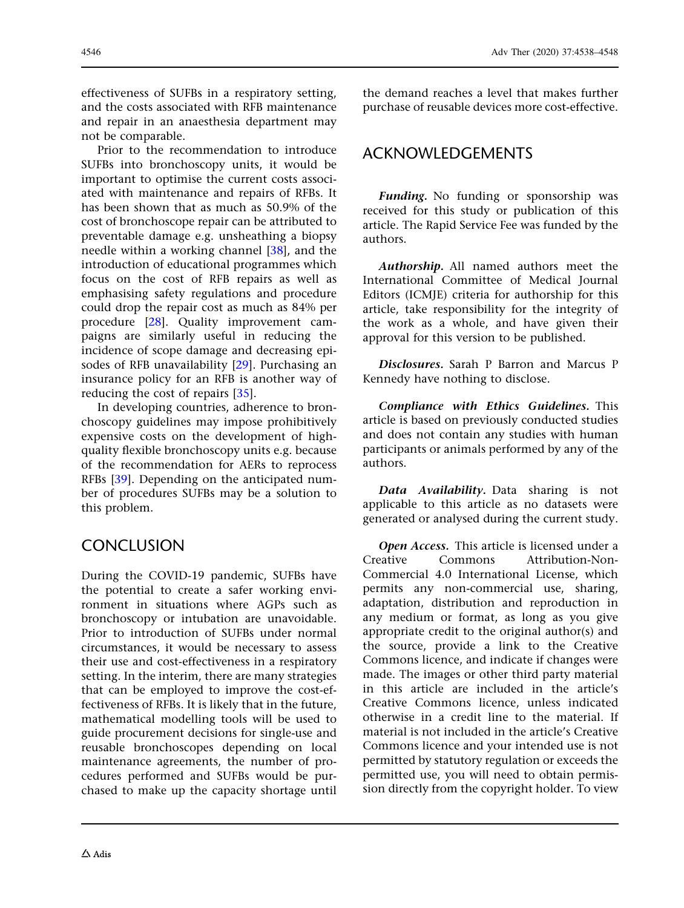effectiveness of SUFBs in a respiratory setting, and the costs associated with RFB maintenance and repair in an anaesthesia department may not be comparable.

Prior to the recommendation to introduce SUFBs into bronchoscopy units, it would be important to optimise the current costs associated with maintenance and repairs of RFBs. It has been shown that as much as 50.9% of the cost of bronchoscope repair can be attributed to preventable damage e.g. unsheathing a biopsy needle within a working channel [38], and the introduction of educational programmes which focus on the cost of RFB repairs as well as emphasising safety regulations and procedure could drop the repair cost as much as 84% per procedure [28]. Quality improvement campaigns are similarly useful in reducing the incidence of scope damage and decreasing episodes of RFB unavailability [29]. Purchasing an insurance policy for an RFB is another way of reducing the cost of repairs [35].

In developing countries, adherence to bronchoscopy guidelines may impose prohibitively expensive costs on the development of high-quality flexible bronchoscopy units e.g. because of the recommendation for AERs to reprocess RFBs [39]. Depending on the anticipated number of procedures SUFBs may be a solution to this problem.

## CONCLUSION

During the COVID-19 pandemic, SUFBs have the potential to create a safer working environment in situations where AGPs such as bronchoscopy or intubation are unavoidable. Prior to introduction of SUFBs under normal circumstances, it would be necessary to assess their use and cost-effectiveness in a respiratory setting. In the interim, there are many strategies that can be employed to improve the cost-effectiveness of RFBs. It is likely that in the future, mathematical modelling tools will be used to guide procurement decisions for single-use and reusable bronchoscopes depending on local maintenance agreements, the number of procedures performed and SUFBs would be purchased to make up the capacity shortage until the demand reaches a level that makes further purchase of reusable devices more cost-effective.

## ACKNOWLEDGEMENTS

***Funding.*** No funding or sponsorship was received for this study or publication of this article. The Rapid Service Fee was funded by the authors.

***Authorship.*** All named authors meet the International Committee of Medical Journal Editors (ICMJE) criteria for authorship for this article, take responsibility for the integrity of the work as a whole, and have given their approval for this version to be published.

***Disclosures.*** Sarah P Barron and Marcus P Kennedy have nothing to disclose.

***Compliance with Ethics Guidelines.*** This article is based on previously conducted studies and does not contain any studies with human participants or animals performed by any of the authors.

***Data Availability.*** Data sharing is not applicable to this article as no datasets were generated or analysed during the current study.

***Open Access.*** This article is licensed under a Creative Commons Attribution-Non-Commercial 4.0 International License, which permits any non-commercial use, sharing, adaptation, distribution and reproduction in any medium or format, as long as you give appropriate credit to the original author(s) and the source, provide a link to the Creative Commons licence, and indicate if changes were made. The images or other third party material in this article are included in the article's Creative Commons licence, unless indicated otherwise in a credit line to the material. If material is not included in the article's Creative Commons licence and your intended use is not permitted by statutory regulation or exceeds the permitted use, you will need to obtain permission directly from the copyright holder. To view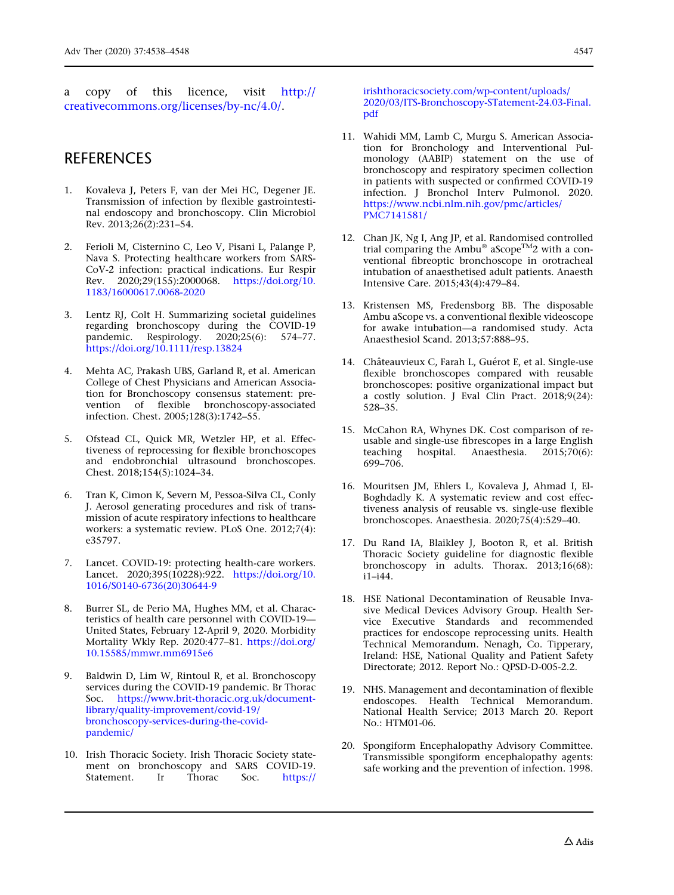a copy of this licence, visit http://creativecommons.org/licenses/by-nc/4.0/.

## REFERENCES

1. Kovaleva J, Peters F, van der Mei HC, Degener JE. Transmission of infection by flexible gastrointestinal endoscopy and bronchoscopy. Clin Microbiol Rev. 2013;26(2):231–54.

2. Ferioli M, Cisternino C, Leo V, Pisani L, Palange P, Nava S. Protecting healthcare workers from SARS-CoV-2 infection: practical indications. Eur Respir Rev. 2020;29(155):2000068. https://doi.org/10.1183/16000617.0068-2020

3. Lentz RJ, Colt H. Summarizing societal guidelines regarding bronchoscopy during the COVID-19 pandemic. Respirology. 2020;25(6): 574–77. https://doi.org/10.1111/resp.13824

4. Mehta AC, Prakash UBS, Garland R, et al. American College of Chest Physicians and American Association for Bronchoscopy consensus statement: prevention of flexible bronchoscopy-associated infection. Chest. 2005;128(3):1742–55.

5. Ofstead CL, Quick MR, Wetzler HP, et al. Effectiveness of reprocessing for flexible bronchoscopes and endobronchial ultrasound bronchoscopes. Chest. 2018;154(5):1024–34.

6. Tran K, Cimon K, Severn M, Pessoa-Silva CL, Conly J. Aerosol generating procedures and risk of transmission of acute respiratory infections to healthcare workers: a systematic review. PLoS One. 2012;7(4): e35797.

7. Lancet. COVID-19: protecting health-care workers. Lancet. 2020;395(10228):922. https://doi.org/10.1016/S0140-6736(20)30644-9

8. Burrer SL, de Perio MA, Hughes MM, et al. Characteristics of health care personnel with COVID-19—United States, February 12-April 9, 2020. Morbidity Mortality Wkly Rep. 2020:477–81. https://doi.org/10.15585/mmwr.mm6915e6

9. Baldwin D, Lim W, Rintoul R, et al. Bronchoscopy services during the COVID-19 pandemic. Br Thorac Soc. https://www.brit-thoracic.org.uk/document-library/quality-improvement/covid-19/bronchoscopy-services-during-the-covid-pandemic/

10. Irish Thoracic Society. Irish Thoracic Society statement on bronchoscopy and SARS COVID-19. Statement. Ir Thorac Soc. https://irishthoracicsociety.com/wp-content/uploads/2020/03/ITS-Bronchoscopy-STatement-24.03-Final.pdf

11. Wahidi MM, Lamb C, Murgu S. American Association for Bronchology and Interventional Pulmonology (AABIP) statement on the use of bronchoscopy and respiratory specimen collection in patients with suspected or confirmed COVID-19 infection. J Bronchol Interv Pulmonol. 2020. https://www.ncbi.nlm.nih.gov/pmc/articles/PMC7141581/

12. Chan JK, Ng I, Ang JP, et al. Randomised controlled trial comparing the Ambu® aScope™2 with a conventional fibreoptic bronchoscope in orotracheal intubation of anaesthetised adult patients. Anaesth Intensive Care. 2015;43(4):479–84.

13. Kristensen MS, Fredensborg BB. The disposable Ambu aScope vs. a conventional flexible videoscope for awake intubation—a randomised study. Acta Anaesthesiol Scand. 2013;57:888–95.

14. Châteauvieux C, Farah L, Guérot E, et al. Single-use flexible bronchoscopes compared with reusable bronchoscopes: positive organizational impact but a costly solution. J Eval Clin Pract. 2018;9(24): 528–35.

15. McCahon RA, Whynes DK. Cost comparison of re-usable and single-use fibrescopes in a large English teaching hospital. Anaesthesia. 2015;70(6): 699–706.

16. Mouritsen JM, Ehlers L, Kovaleva J, Ahmad I, El-Boghdadly K. A systematic review and cost effectiveness analysis of reusable vs. single-use flexible bronchoscopes. Anaesthesia. 2020;75(4):529–40.

17. Du Rand IA, Blaikley J, Booton R, et al. British Thoracic Society guideline for diagnostic flexible bronchoscopy in adults. Thorax. 2013;16(68): i1–i44.

18. HSE National Decontamination of Reusable Invasive Medical Devices Advisory Group. Health Service Executive Standards and recommended practices for endoscope reprocessing units. Health Technical Memorandum. Nenagh, Co. Tipperary, Ireland: HSE, National Quality and Patient Safety Directorate; 2012. Report No.: QPSD-D-005-2.2.

19. NHS. Management and decontamination of flexible endoscopes. Health Technical Memorandum. National Health Service; 2013 March 20. Report No.: HTM01-06.

20. Spongiform Encephalopathy Advisory Committee. Transmissible spongiform encephalopathy agents: safe working and the prevention of infection. 1998.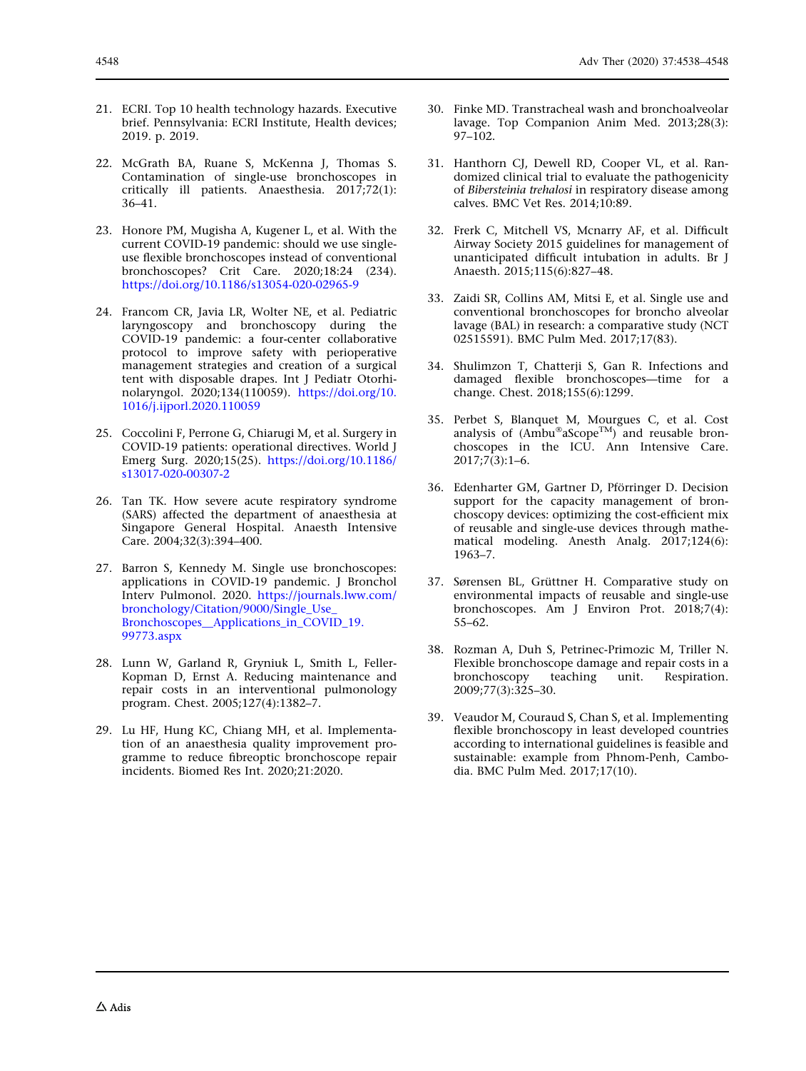21. ECRI. Top 10 health technology hazards. Executive brief. Pennsylvania: ECRI Institute, Health devices; 2019. p. 2019.

22. McGrath BA, Ruane S, McKenna J, Thomas S. Contamination of single-use bronchoscopes in critically ill patients. Anaesthesia. 2017;72(1): 36–41.

23. Honore PM, Mugisha A, Kugener L, et al. With the current COVID-19 pandemic: should we use single-use flexible bronchoscopes instead of conventional bronchoscopes? Crit Care. 2020;18:24 (234). https://doi.org/10.1186/s13054-020-02965-9

24. Francom CR, Javia LR, Wolter NE, et al. Pediatric laryngoscopy and bronchoscopy during the COVID-19 pandemic: a four-center collaborative protocol to improve safety with perioperative management strategies and creation of a surgical tent with disposable drapes. Int J Pediatr Otorhinolaryngol. 2020;134(110059). https://doi.org/10.1016/j.ijporl.2020.110059

25. Coccolini F, Perrone G, Chiarugi M, et al. Surgery in COVID-19 patients: operational directives. World J Emerg Surg. 2020;15(25). https://doi.org/10.1186/s13017-020-00307-2

26. Tan TK. How severe acute respiratory syndrome (SARS) affected the department of anaesthesia at Singapore General Hospital. Anaesth Intensive Care. 2004;32(3):394–400.

27. Barron S, Kennedy M. Single use bronchoscopes: applications in COVID-19 pandemic. J Bronchol Interv Pulmonol. 2020. https://journals.lww.com/bronchology/Citation/9000/Single_Use_Bronchoscopes__Applications_in_COVID_19.99773.aspx

28. Lunn W, Garland R, Gryniuk L, Smith L, Feller-Kopman D, Ernst A. Reducing maintenance and repair costs in an interventional pulmonology program. Chest. 2005;127(4):1382–7.

29. Lu HF, Hung KC, Chiang MH, et al. Implementation of an anaesthesia quality improvement programme to reduce fibreoptic bronchoscope repair incidents. Biomed Res Int. 2020;21:2020.

30. Finke MD. Transtracheal wash and bronchoalveolar lavage. Top Companion Anim Med. 2013;28(3): 97–102.

31. Hanthorn CJ, Dewell RD, Cooper VL, et al. Randomized clinical trial to evaluate the pathogenicity of *Bibersteinia trehalosi* in respiratory disease among calves. BMC Vet Res. 2014;10:89.

32. Frerk C, Mitchell VS, Mcnarry AF, et al. Difficult Airway Society 2015 guidelines for management of unanticipated difficult intubation in adults. Br J Anaesth. 2015;115(6):827–48.

33. Zaidi SR, Collins AM, Mitsi E, et al. Single use and conventional bronchoscopes for broncho alveolar lavage (BAL) in research: a comparative study (NCT 02515591). BMC Pulm Med. 2017;17(83).

34. Shulimzon T, Chatterji S, Gan R. Infections and damaged flexible bronchoscopes—time for a change. Chest. 2018;155(6):1299.

35. Perbet S, Blanquet M, Mourgues C, et al. Cost analysis of (Ambu®aScope™) and reusable bronchoscopes in the ICU. Ann Intensive Care. 2017;7(3):1–6.

36. Edenharter GM, Gartner D, Pförringer D. Decision support for the capacity management of bronchoscopy devices: optimizing the cost-efficient mix of reusable and single-use devices through mathematical modeling. Anesth Analg. 2017;124(6): 1963–7.

37. Sørensen BL, Grüttner H. Comparative study on environmental impacts of reusable and single-use bronchoscopes. Am J Environ Prot. 2018;7(4): 55–62.

38. Rozman A, Duh S, Petrinec-Primozic M, Triller N. Flexible bronchoscope damage and repair costs in a bronchoscopy teaching unit. Respiration. 2009;77(3):325–30.

39. Veaudor M, Couraud S, Chan S, et al. Implementing flexible bronchoscopy in least developed countries according to international guidelines is feasible and sustainable: example from Phnom-Penh, Cambodia. BMC Pulm Med. 2017;17(10).